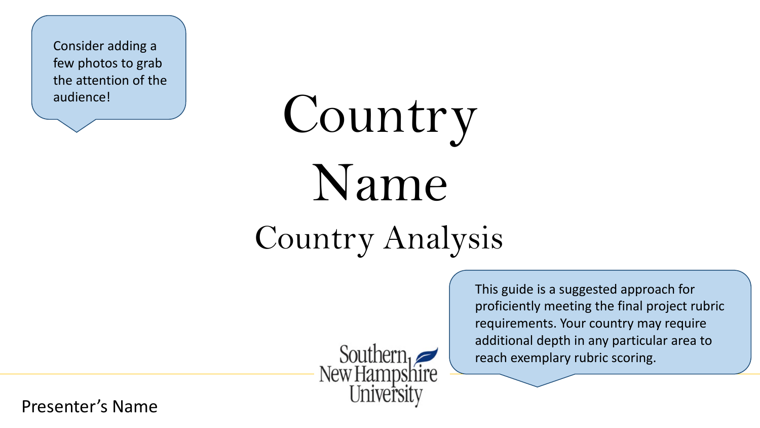Consider adding a few photos to grab the attention of the audience!

# Country Name

## Country Analysis

This guide is a suggested approach for proficiently meeting the final project rubric requirements. Your country may require additional depth in any particular area to reach exemplary rubric scoring.

Southern New Hampshire University

Presenter's Name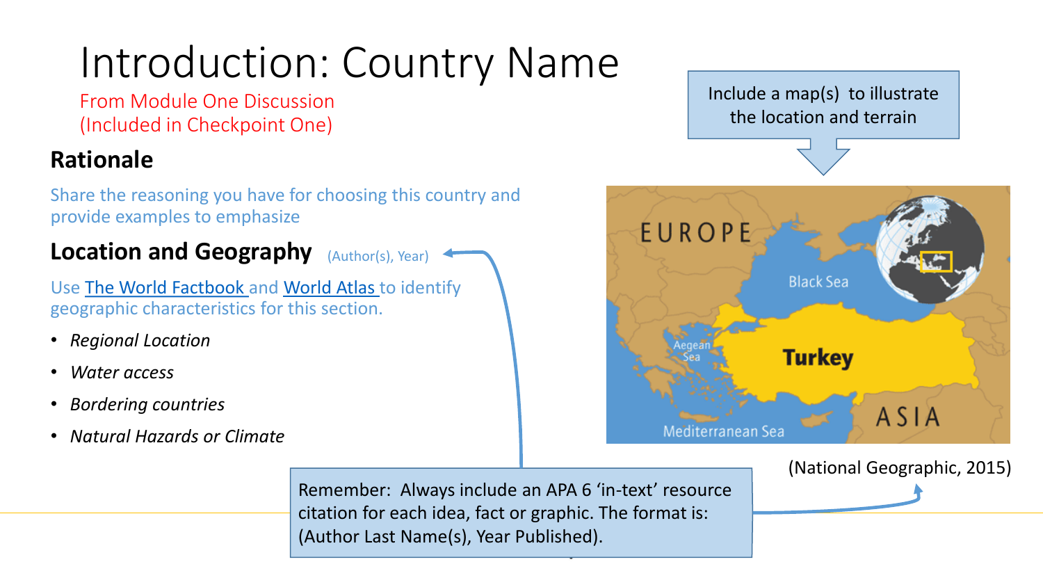# Introduction: Country Name

From Module One Discussion
(Included in Checkpoint One)

## Rationale

Share the reasoning you have for choosing this country and provide examples to emphasize

## Location and Geography (Author(s), Year)

Use The World Factbook and World Atlas to identify geographic characteristics for this section.

- *Regional Location*
- *Water access*
- *Bordering countries*
- *Natural Hazards or Climate*

Include a map(s) to illustrate the location and terrain

(National Geographic, 2015)

Remember: Always include an APA 6 'in-text' resource citation for each idea, fact or graphic. The format is: (Author Last Name(s), Year Published).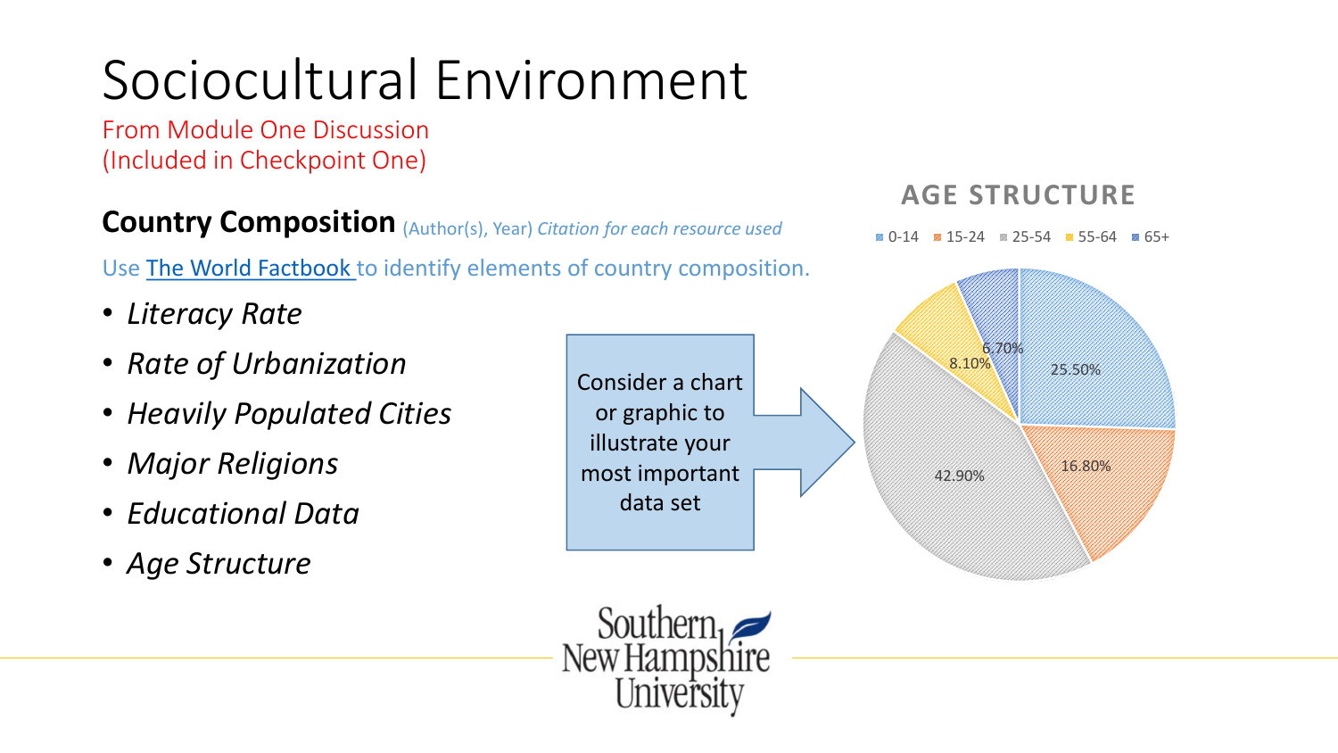# Sociocultural Environment

From Module One Discussion
(Included in Checkpoint One)

## Country Composition (Author(s), Year) *Citation for each resource used*

Use The World Factbook to identify elements of country composition.

- *Literacy Rate*
- *Rate of Urbanization*
- *Heavily Populated Cities*
- *Major Religions*
- *Educational Data*
- *Age Structure*

Consider a chart or graphic to illustrate your most important data set

**AGE STRUCTURE**

| Age group | Percentage |
| --- | --- |
| 0-14 | 25.50% |
| 15-24 | 16.80% |
| 25-54 | 42.90% |
| 55-64 | 8.10% |
| 65+ | 6.70% |

Southern New Hampshire University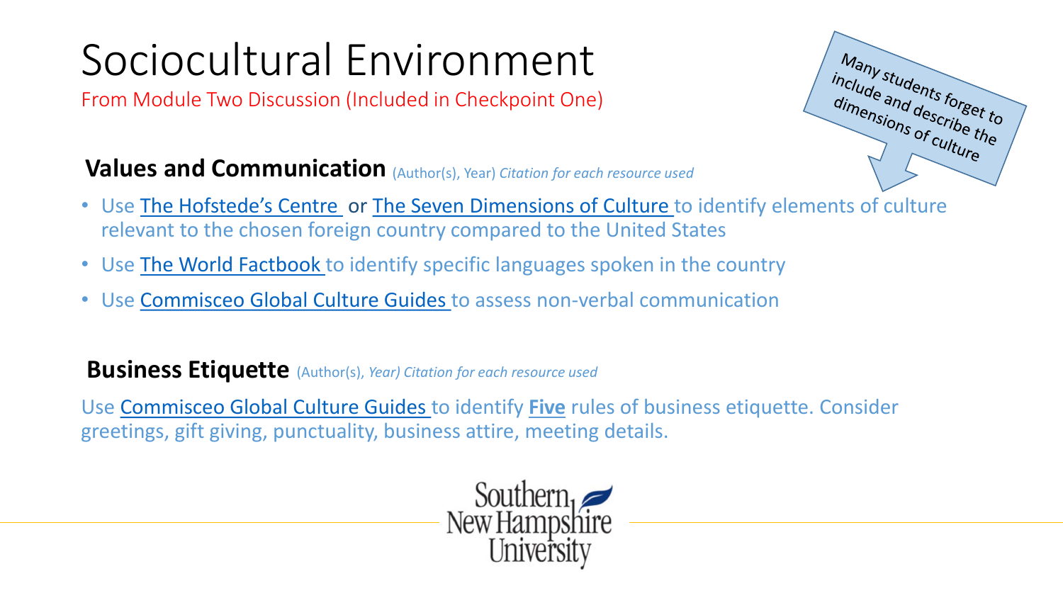# Sociocultural Environment

From Module Two Discussion (Included in Checkpoint One)

Many students forget to include and describe the dimensions of culture

## Values and Communication (Author(s), Year) *Citation for each resource used*

- Use The Hofstede's Centre or The Seven Dimensions of Culture to identify elements of culture relevant to the chosen foreign country compared to the United States
- Use The World Factbook to identify specific languages spoken in the country
- Use Commisceo Global Culture Guides to assess non-verbal communication

## Business Etiquette (Author(s), *Year) Citation for each resource used*

Use Commisceo Global Culture Guides to identify **Five** rules of business etiquette. Consider greetings, gift giving, punctuality, business attire, meeting details.

Southern New Hampshire University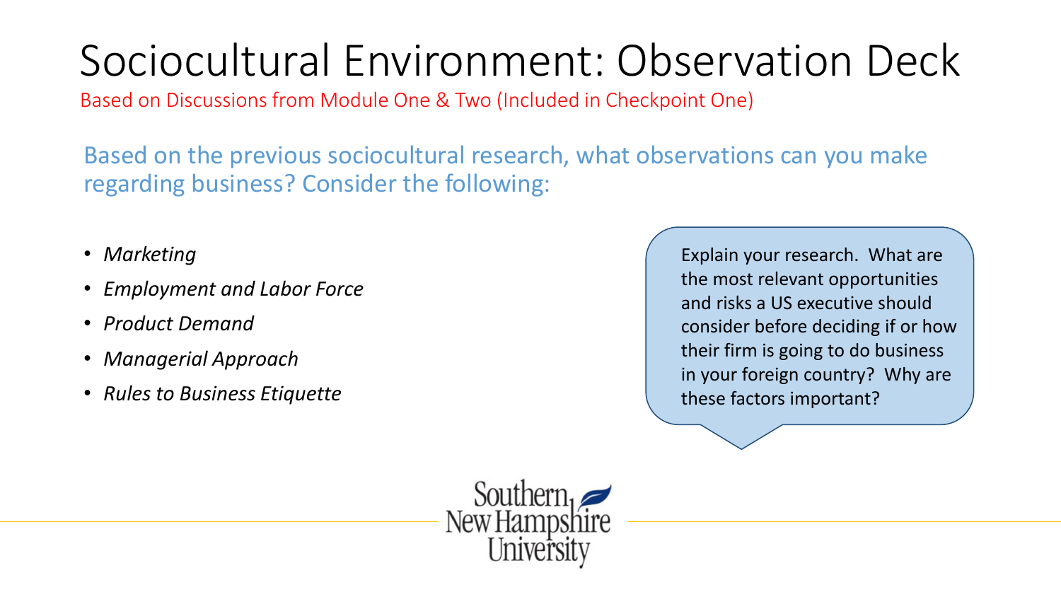# Sociocultural Environment: Observation Deck

Based on Discussions from Module One & Two (Included in Checkpoint One)

Based on the previous sociocultural research, what observations can you make regarding business? Consider the following:

- *Marketing*
- *Employment and Labor Force*
- *Product Demand*
- *Managerial Approach*
- *Rules to Business Etiquette*

Explain your research. What are the most relevant opportunities and risks a US executive should consider before deciding if or how their firm is going to do business in your foreign country? Why are these factors important?

Southern New Hampshire University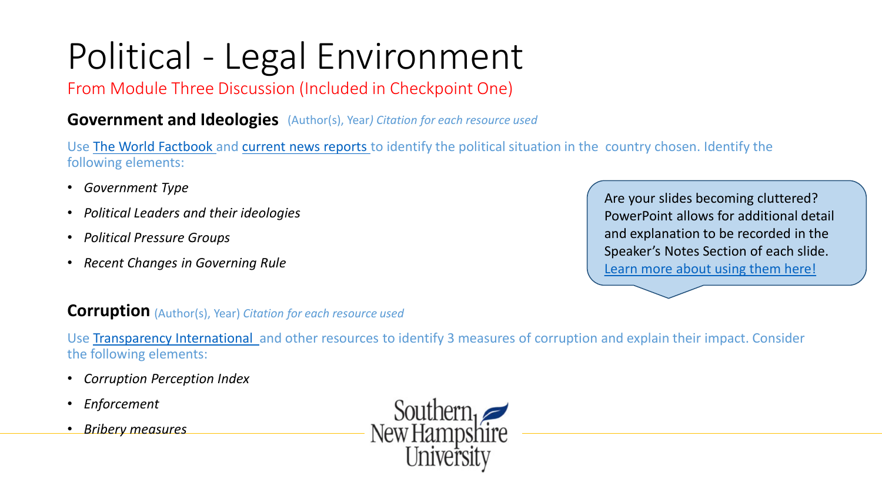# Political - Legal Environment

From Module Three Discussion (Included in Checkpoint One)

**Government and Ideologies** (Author(s), Year*) Citation for each resource used*

Use The World Factbook and current news reports to identify the political situation in the country chosen. Identify the following elements:

- *Government Type*
- *Political Leaders and their ideologies*
- *Political Pressure Groups*
- *Recent Changes in Governing Rule*

Are your slides becoming cluttered? PowerPoint allows for additional detail and explanation to be recorded in the Speaker's Notes Section of each slide. Learn more about using them here!

**Corruption** (Author(s), Year) *Citation for each resource used*

Use Transparency International and other resources to identify 3 measures of corruption and explain their impact. Consider the following elements:

- *Corruption Perception Index*
- *Enforcement*
- *Bribery measures*

Southern New Hampshire University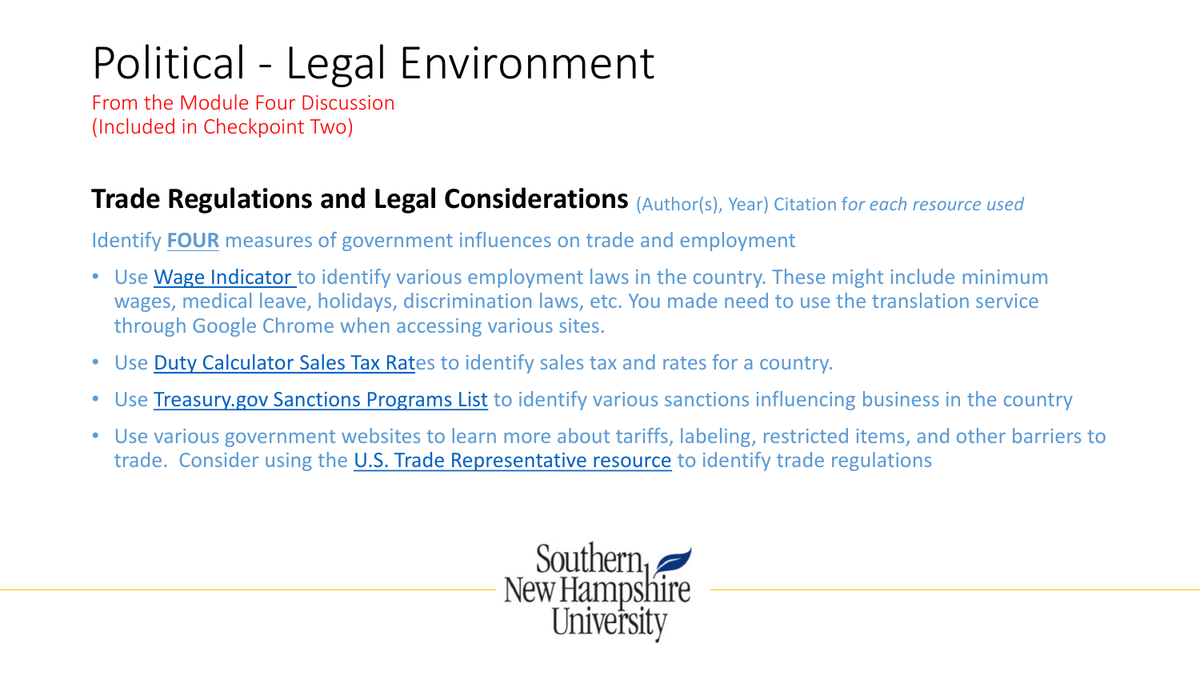# Political - Legal Environment

From the Module Four Discussion
(Included in Checkpoint Two)

## **Trade Regulations and Legal Considerations** (Author(s), Year) Citation f*or each resource used*

Identify **FOUR** measures of government influences on trade and employment

- Use Wage Indicator to identify various employment laws in the country. These might include minimum wages, medical leave, holidays, discrimination laws, etc. You made need to use the translation service through Google Chrome when accessing various sites.
- Use Duty Calculator Sales Tax Rates to identify sales tax and rates for a country.
- Use Treasury.gov Sanctions Programs List to identify various sanctions influencing business in the country
- Use various government websites to learn more about tariffs, labeling, restricted items, and other barriers to trade. Consider using the U.S. Trade Representative resource to identify trade regulations

Southern New Hampshire University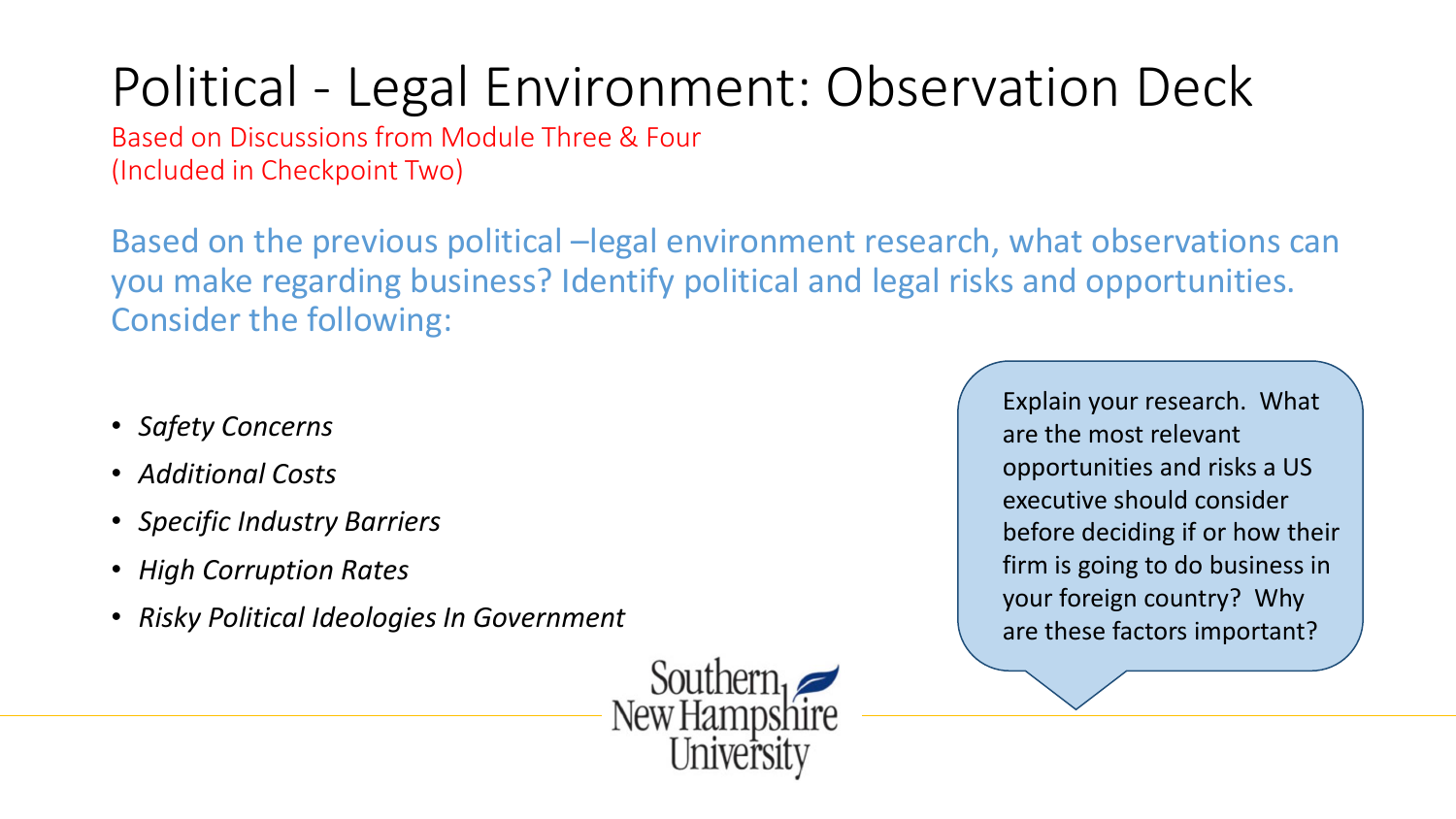# Political - Legal Environment: Observation Deck

Based on Discussions from Module Three & Four
(Included in Checkpoint Two)

Based on the previous political –legal environment research, what observations can you make regarding business? Identify political and legal risks and opportunities. Consider the following:

- *Safety Concerns*
- *Additional Costs*
- *Specific Industry Barriers*
- *High Corruption Rates*
- *Risky Political Ideologies In Government*

Explain your research. What are the most relevant opportunities and risks a US executive should consider before deciding if or how their firm is going to do business in your foreign country? Why are these factors important?

Southern New Hampshire University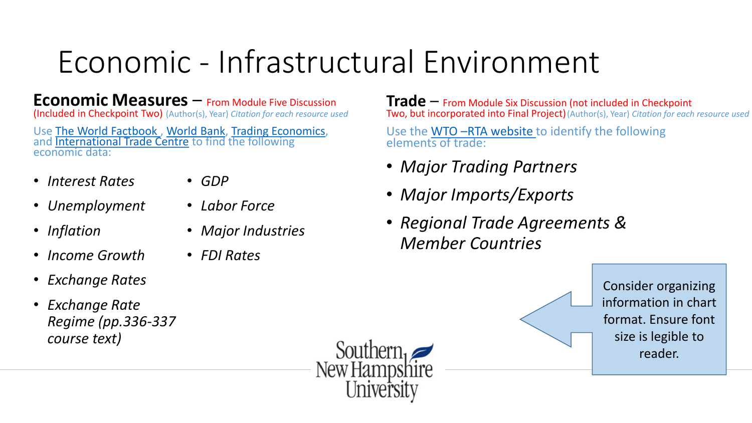# Economic - Infrastructural Environment

## Economic Measures – From Module Five Discussion (Included in Checkpoint Two) (Author(s), Year) *Citation for each resource used*

Use The World Factbook , World Bank, Trading Economics, and International Trade Centre to find the following economic data:

- *Interest Rates*
- *Unemployment*
- *Inflation*
- *Income Growth*
- *Exchange Rates*
- *Exchange Rate Regime (pp.336-337 course text)*
- *GDP*
- *Labor Force*
- *Major Industries*
- *FDI Rates*

## Trade – From Module Six Discussion (not included in Checkpoint Two, but incorporated into Final Project) (Author(s), Year) *Citation for each resource used*

Use the WTO –RTA website to identify the following elements of trade:

- *Major Trading Partners*
- *Major Imports/Exports*
- *Regional Trade Agreements & Member Countries*

Consider organizing information in chart format. Ensure font size is legible to reader.

Southern New Hampshire University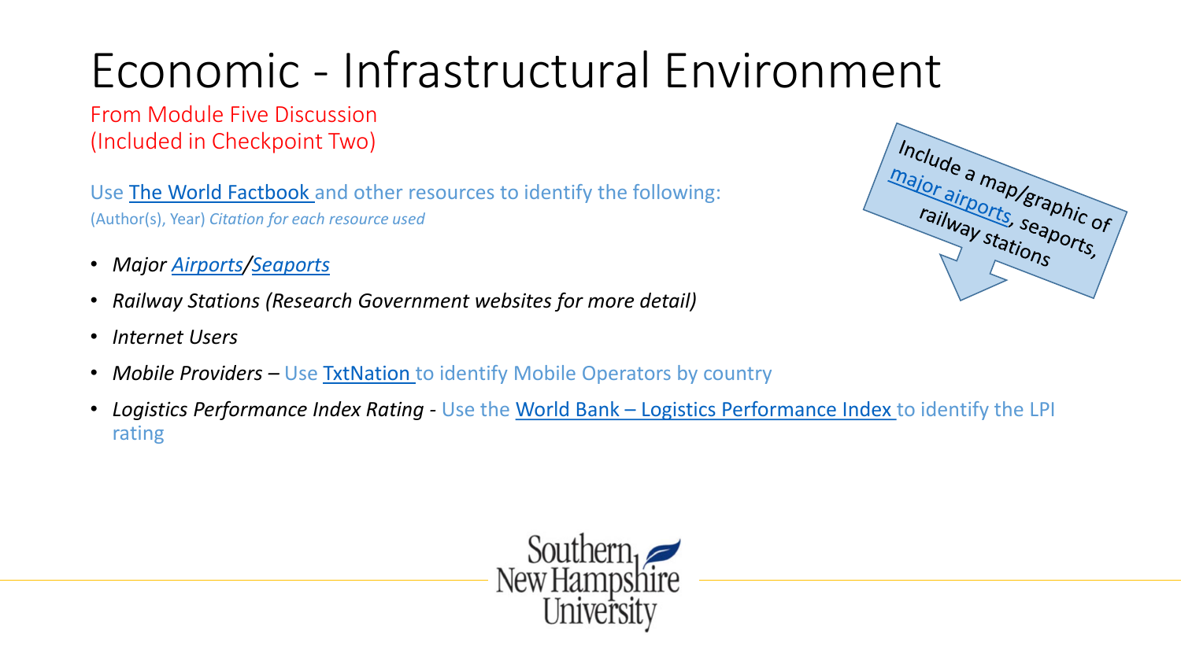# Economic - Infrastructural Environment

From Module Five Discussion
(Included in Checkpoint Two)

Use The World Factbook and other resources to identify the following:
(Author(s), Year) *Citation for each resource used*

- *Major Airports/Seaports*
- *Railway Stations (Research Government websites for more detail)*
- *Internet Users*
- *Mobile Providers* – Use TxtNation to identify Mobile Operators by country
- *Logistics Performance Index Rating* - Use the World Bank – Logistics Performance Index to identify the LPI rating

Include a map/graphic of major airports, seaports, railway stations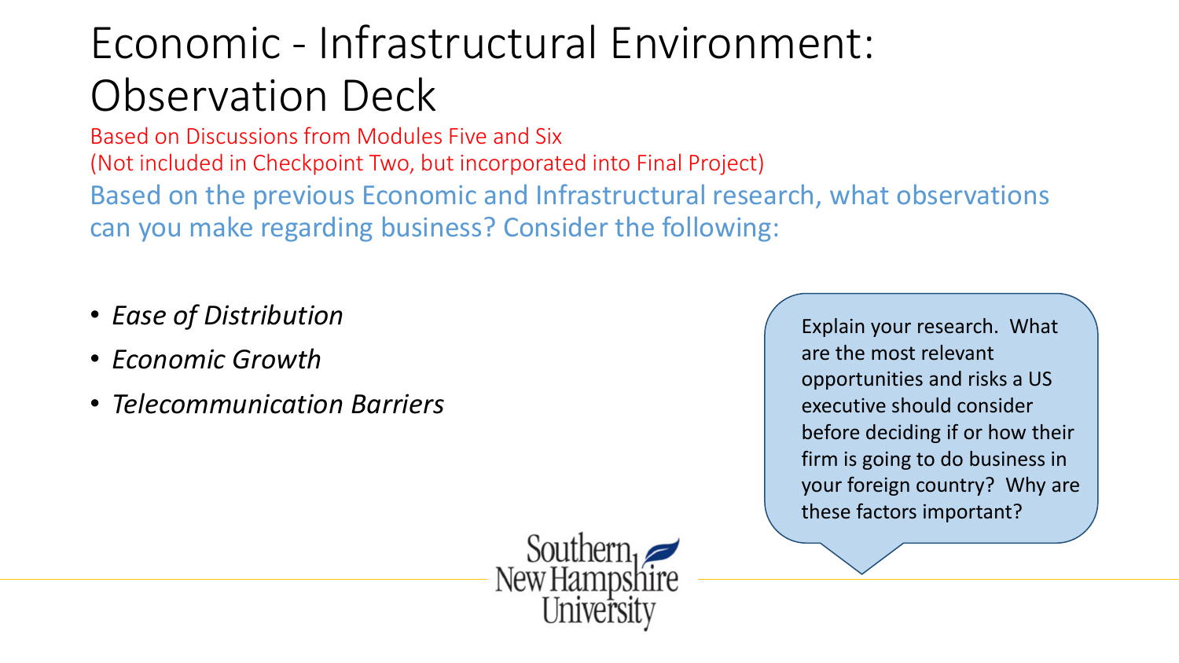# Economic - Infrastructural Environment: Observation Deck

Based on Discussions from Modules Five and Six
(Not included in Checkpoint Two, but incorporated into Final Project)

Based on the previous Economic and Infrastructural research, what observations can you make regarding business? Consider the following:

- *Ease of Distribution*
- *Economic Growth*
- *Telecommunication Barriers*

Explain your research. What are the most relevant opportunities and risks a US executive should consider before deciding if or how their firm is going to do business in your foreign country? Why are these factors important?

Southern New Hampshire University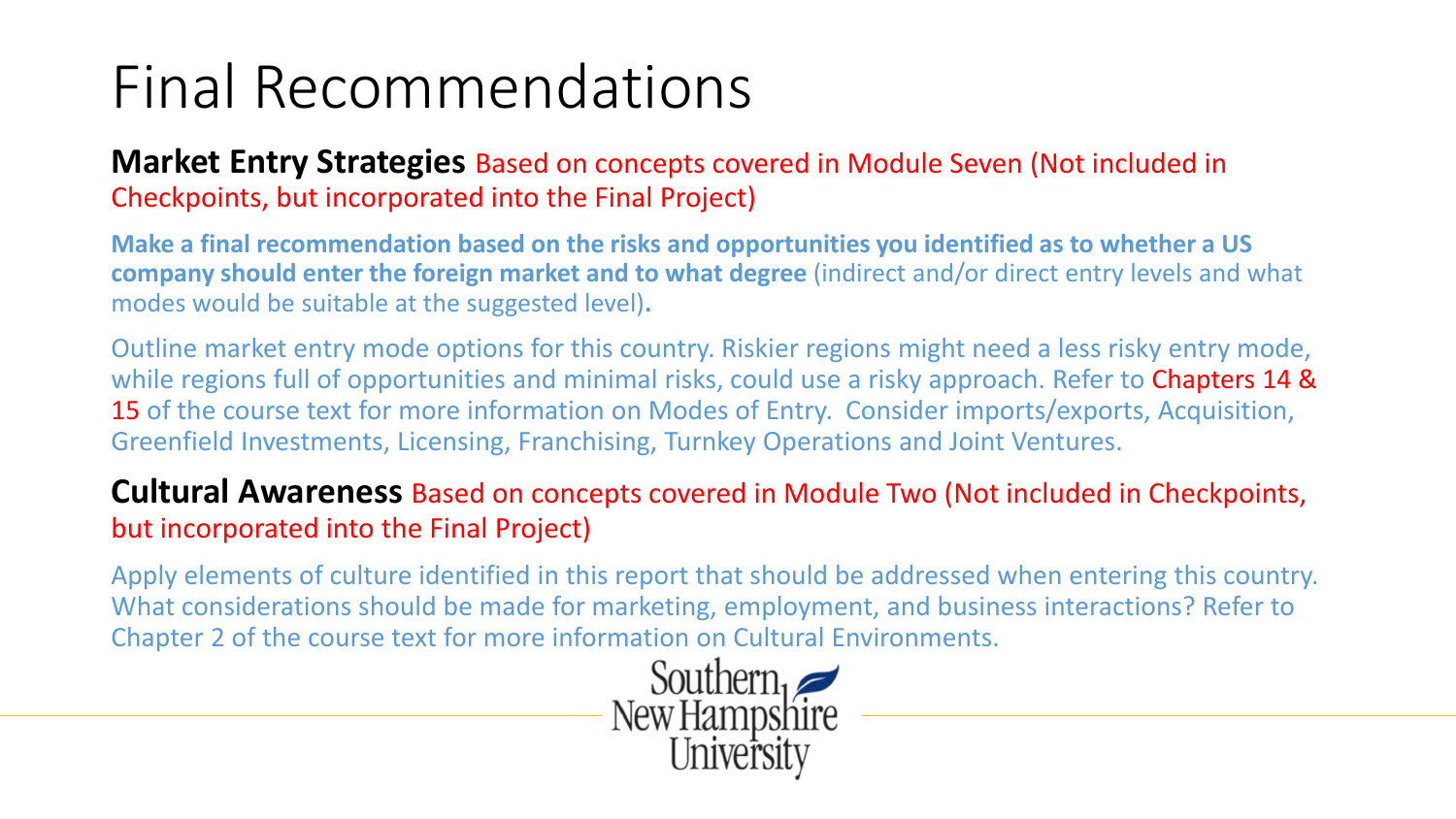# Final Recommendations

**Market Entry Strategies** Based on concepts covered in Module Seven (Not included in Checkpoints, but incorporated into the Final Project)

**Make a final recommendation based on the risks and opportunities you identified as to whether a US company should enter the foreign market and to what degree** (indirect and/or direct entry levels and what modes would be suitable at the suggested level)**.**

Outline market entry mode options for this country. Riskier regions might need a less risky entry mode, while regions full of opportunities and minimal risks, could use a risky approach. Refer to Chapters 14 & 15 of the course text for more information on Modes of Entry. Consider imports/exports, Acquisition, Greenfield Investments, Licensing, Franchising, Turnkey Operations and Joint Ventures.

**Cultural Awareness** Based on concepts covered in Module Two (Not included in Checkpoints, but incorporated into the Final Project)

Apply elements of culture identified in this report that should be addressed when entering this country. What considerations should be made for marketing, employment, and business interactions? Refer to Chapter 2 of the course text for more information on Cultural Environments.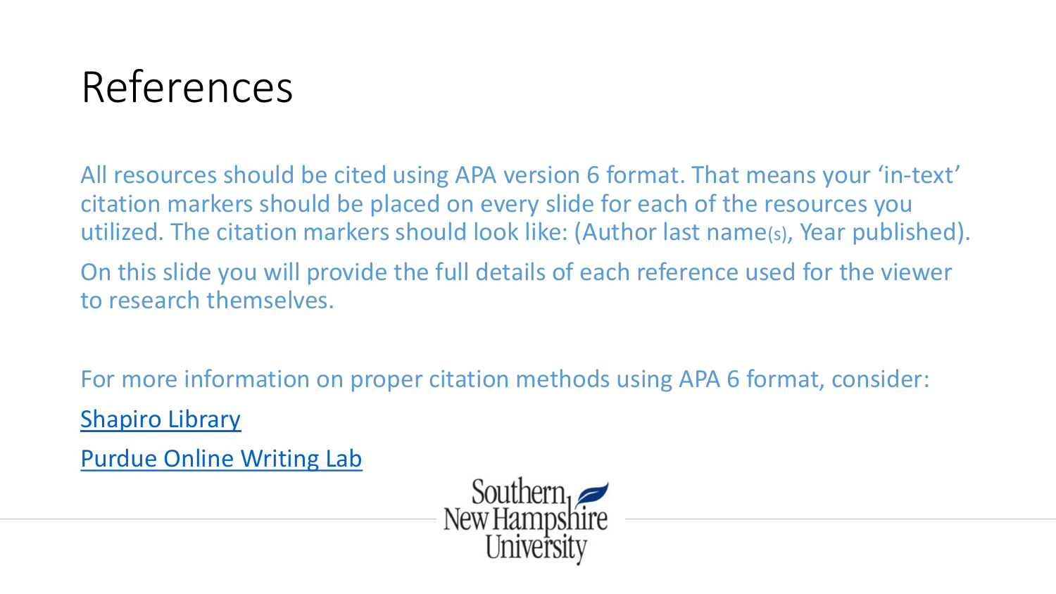# References

All resources should be cited using APA version 6 format. That means your 'in-text' citation markers should be placed on every slide for each of the resources you utilized. The citation markers should look like: (Author last name(s), Year published).

On this slide you will provide the full details of each reference used for the viewer to research themselves.

For more information on proper citation methods using APA 6 format, consider:

Shapiro Library

Purdue Online Writing Lab

Southern New Hampshire University